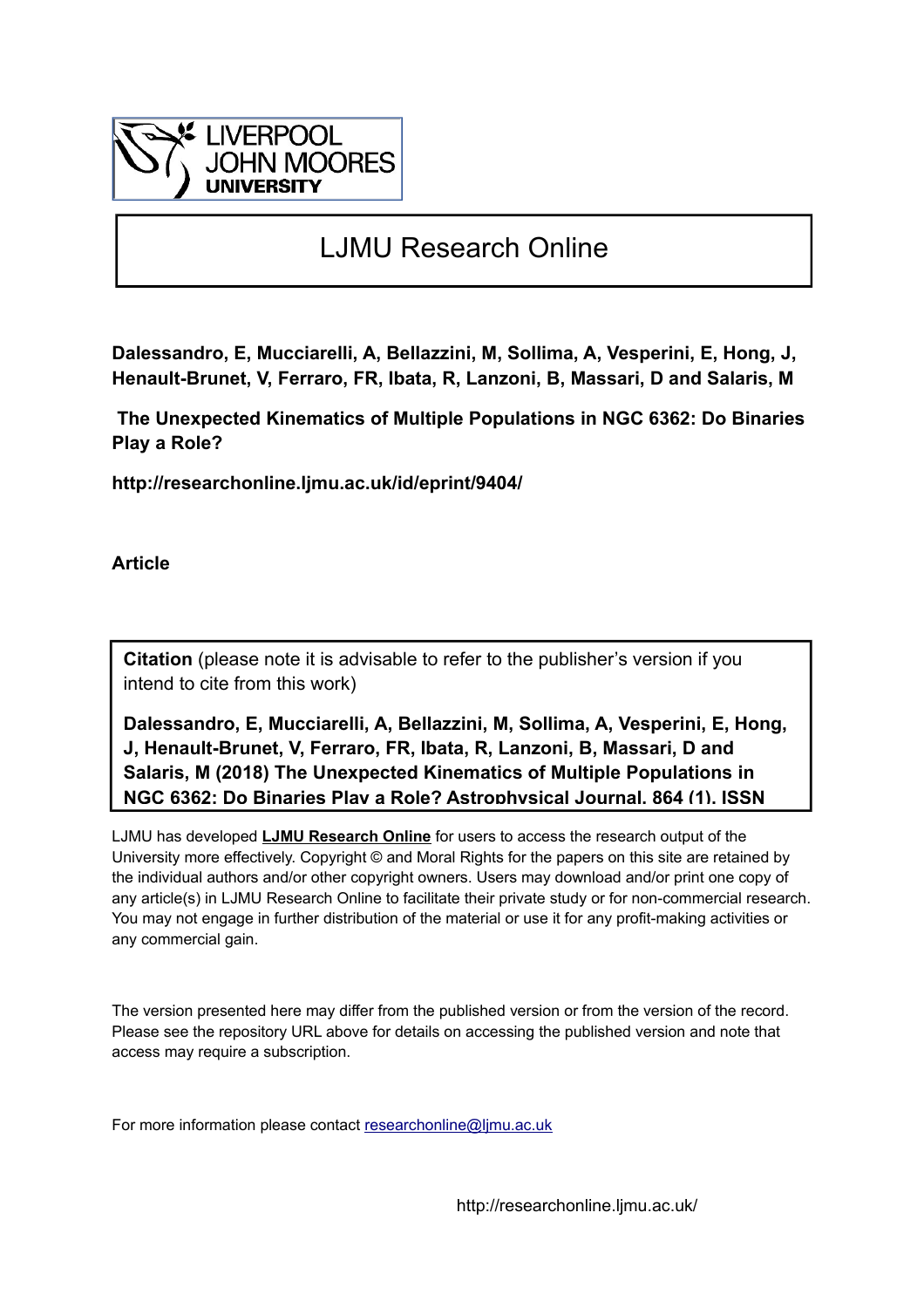LIVERPOOL JOHN MOORES UNIVERSITY

# LJMU Research Online

**Dalessandro, E, Mucciarelli, A, Bellazzini, M, Sollima, A, Vesperini, E, Hong, J, Henault-Brunet, V, Ferraro, FR, Ibata, R, Lanzoni, B, Massari, D and Salaris, M**

**The Unexpected Kinematics of Multiple Populations in NGC 6362: Do Binaries Play a Role?**

**http://researchonline.ljmu.ac.uk/id/eprint/9404/**

**Article**

**Citation** (please note it is advisable to refer to the publisher's version if you intend to cite from this work)

**Dalessandro, E, Mucciarelli, A, Bellazzini, M, Sollima, A, Vesperini, E, Hong, J, Henault-Brunet, V, Ferraro, FR, Ibata, R, Lanzoni, B, Massari, D and Salaris, M (2018) The Unexpected Kinematics of Multiple Populations in NGC 6362: Do Binaries Play a Role? Astrophysical Journal, 864 (1). ISSN**

LJMU has developed **LJMU Research Online** for users to access the research output of the University more effectively. Copyright © and Moral Rights for the papers on this site are retained by the individual authors and/or other copyright owners. Users may download and/or print one copy of any article(s) in LJMU Research Online to facilitate their private study or for non-commercial research. You may not engage in further distribution of the material or use it for any profit-making activities or any commercial gain.

The version presented here may differ from the published version or from the version of the record. Please see the repository URL above for details on accessing the published version and note that access may require a subscription.

For more information please contact researchonline@ljmu.ac.uk

http://researchonline.ljmu.ac.uk/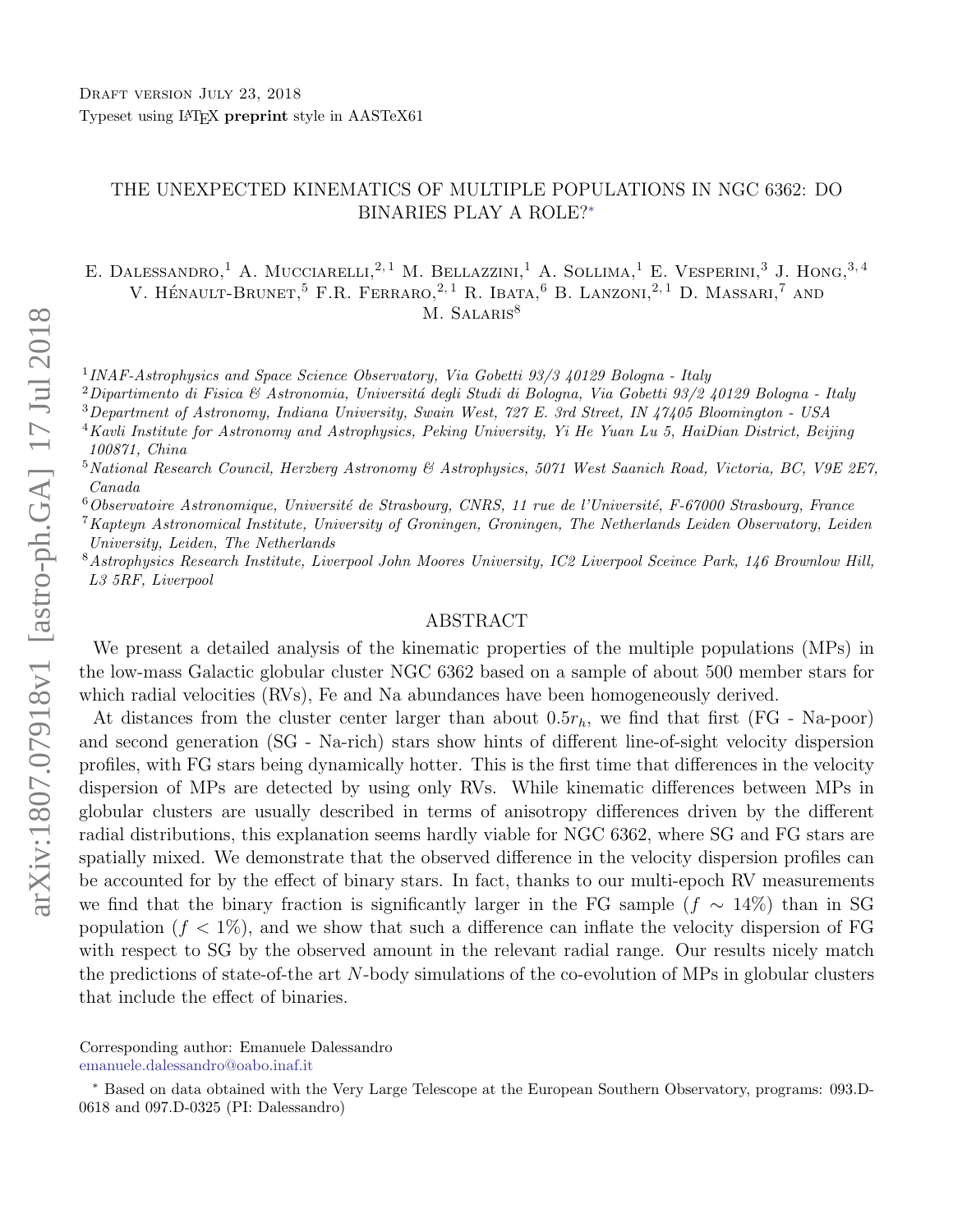Draft version July 23, 2018
Typeset using LaTeX **preprint** style in AASTeX61

# THE UNEXPECTED KINEMATICS OF MULTIPLE POPULATIONS IN NGC 6362: DO BINARIES PLAY A ROLE?*

E. Dalessandro,[1] A. Mucciarelli,[2,1] M. Bellazzini,[1] A. Sollima,[1] E. Vesperini,[3] J. Hong,[3,4] V. Hénault-Brunet,[5] F.R. Ferraro,[2,1] R. Ibata,[6] B. Lanzoni,[2,1] D. Massari,[7] and M. Salaris[8]

[1] *INAF-Astrophysics and Space Science Observatory, Via Gobetti 93/3 40129 Bologna - Italy*
[2] *Dipartimento di Fisica & Astronomia, Universitá degli Studi di Bologna, Via Gobetti 93/2 40129 Bologna - Italy*
[3] *Department of Astronomy, Indiana University, Swain West, 727 E. 3rd Street, IN 47405 Bloomington - USA*
[4] *Kavli Institute for Astronomy and Astrophysics, Peking University, Yi He Yuan Lu 5, HaiDian District, Beijing 100871, China*
[5] *National Research Council, Herzberg Astronomy & Astrophysics, 5071 West Saanich Road, Victoria, BC, V9E 2E7, Canada*
[6] *Observatoire Astronomique, Université de Strasbourg, CNRS, 11 rue de l'Université, F-67000 Strasbourg, France*
[7] *Kapteyn Astronomical Institute, University of Groningen, Groningen, The Netherlands Leiden Observatory, Leiden University, Leiden, The Netherlands*
[8] *Astrophysics Research Institute, Liverpool John Moores University, IC2 Liverpool Sceince Park, 146 Brownlow Hill, L3 5RF, Liverpool*

## ABSTRACT

We present a detailed analysis of the kinematic properties of the multiple populations (MPs) in the low-mass Galactic globular cluster NGC 6362 based on a sample of about 500 member stars for which radial velocities (RVs), Fe and Na abundances have been homogeneously derived.

At distances from the cluster center larger than about $0.5r_h$, we find that first (FG - Na-poor) and second generation (SG - Na-rich) stars show hints of different line-of-sight velocity dispersion profiles, with FG stars being dynamically hotter. This is the first time that differences in the velocity dispersion of MPs are detected by using only RVs. While kinematic differences between MPs in globular clusters are usually described in terms of anisotropy differences driven by the different radial distributions, this explanation seems hardly viable for NGC 6362, where SG and FG stars are spatially mixed. We demonstrate that the observed difference in the velocity dispersion profiles can be accounted for by the effect of binary stars. In fact, thanks to our multi-epoch RV measurements we find that the binary fraction is significantly larger in the FG sample ($f \sim 14\%$) than in SG population ($f < 1\%$), and we show that such a difference can inflate the velocity dispersion of FG with respect to SG by the observed amount in the relevant radial range. Our results nicely match the predictions of state-of-the art $N$-body simulations of the co-evolution of MPs in globular clusters that include the effect of binaries.

Corresponding author: Emanuele Dalessandro
emanuele.dalessandro@oabo.inaf.it

* Based on data obtained with the Very Large Telescope at the European Southern Observatory, programs: 093.D-0618 and 097.D-0325 (PI: Dalessandro)

arXiv:1807.07918v1 [astro-ph.GA] 17 Jul 2018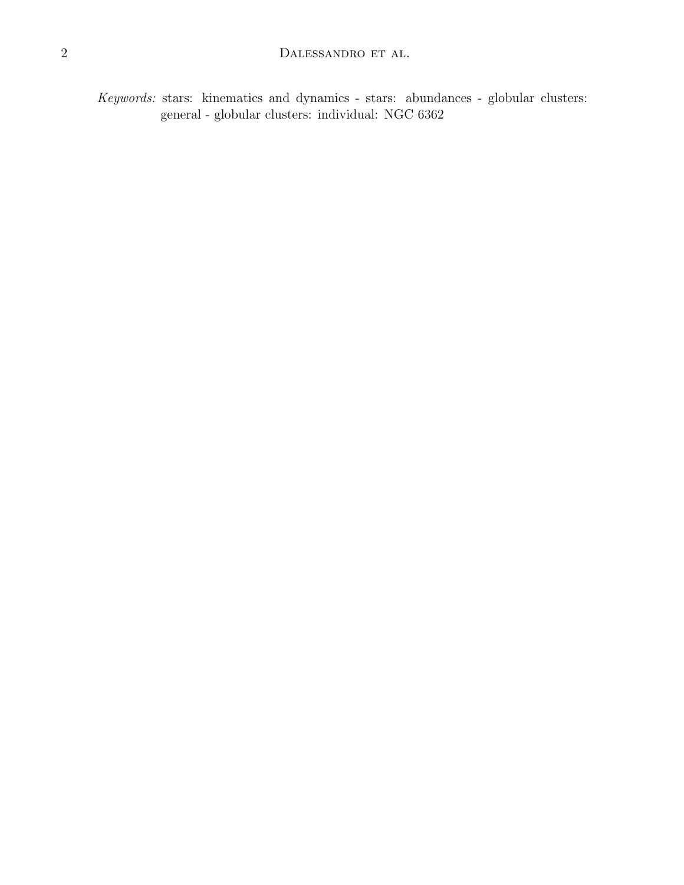*Keywords:* stars: kinematics and dynamics - stars: abundances - globular clusters: general - globular clusters: individual: NGC 6362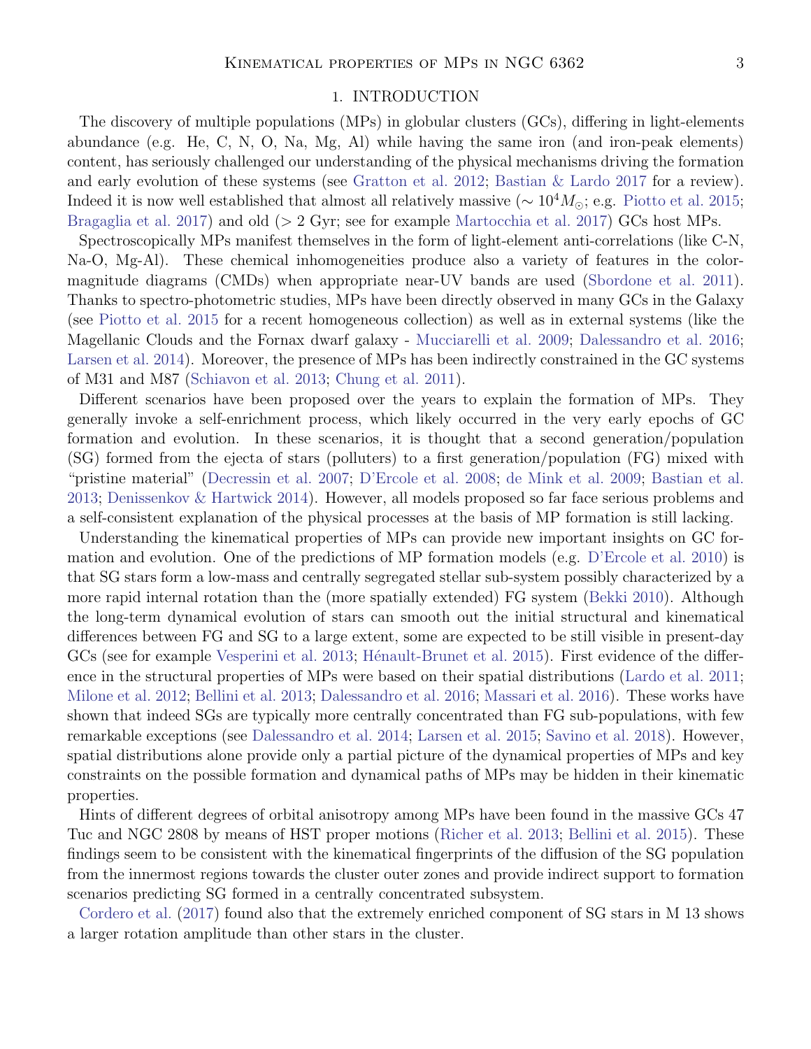## 1. INTRODUCTION

The discovery of multiple populations (MPs) in globular clusters (GCs), differing in light-elements abundance (e.g. He, C, N, O, Na, Mg, Al) while having the same iron (and iron-peak elements) content, has seriously challenged our understanding of the physical mechanisms driving the formation and early evolution of these systems (see Gratton et al. 2012; Bastian & Lardo 2017 for a review). Indeed it is now well established that almost all relatively massive ($\sim 10^4 M_\odot$; e.g. Piotto et al. 2015; Bragaglia et al. 2017) and old ($> 2$ Gyr; see for example Martocchia et al. 2017) GCs host MPs.

Spectroscopically MPs manifest themselves in the form of light-element anti-correlations (like C-N, Na-O, Mg-Al). These chemical inhomogeneities produce also a variety of features in the color-magnitude diagrams (CMDs) when appropriate near-UV bands are used (Sbordone et al. 2011). Thanks to spectro-photometric studies, MPs have been directly observed in many GCs in the Galaxy (see Piotto et al. 2015 for a recent homogeneous collection) as well as in external systems (like the Magellanic Clouds and the Fornax dwarf galaxy - Mucciarelli et al. 2009; Dalessandro et al. 2016; Larsen et al. 2014). Moreover, the presence of MPs has been indirectly constrained in the GC systems of M31 and M87 (Schiavon et al. 2013; Chung et al. 2011).

Different scenarios have been proposed over the years to explain the formation of MPs. They generally invoke a self-enrichment process, which likely occurred in the very early epochs of GC formation and evolution. In these scenarios, it is thought that a second generation/population (SG) formed from the ejecta of stars (polluters) to a first generation/population (FG) mixed with "pristine material" (Decressin et al. 2007; D'Ercole et al. 2008; de Mink et al. 2009; Bastian et al. 2013; Denissenkov & Hartwick 2014). However, all models proposed so far face serious problems and a self-consistent explanation of the physical processes at the basis of MP formation is still lacking.

Understanding the kinematical properties of MPs can provide new important insights on GC formation and evolution. One of the predictions of MP formation models (e.g. D'Ercole et al. 2010) is that SG stars form a low-mass and centrally segregated stellar sub-system possibly characterized by a more rapid internal rotation than the (more spatially extended) FG system (Bekki 2010). Although the long-term dynamical evolution of stars can smooth out the initial structural and kinematical differences between FG and SG to a large extent, some are expected to be still visible in present-day GCs (see for example Vesperini et al. 2013; Hénault-Brunet et al. 2015). First evidence of the difference in the structural properties of MPs were based on their spatial distributions (Lardo et al. 2011; Milone et al. 2012; Bellini et al. 2013; Dalessandro et al. 2016; Massari et al. 2016). These works have shown that indeed SGs are typically more centrally concentrated than FG sub-populations, with few remarkable exceptions (see Dalessandro et al. 2014; Larsen et al. 2015; Savino et al. 2018). However, spatial distributions alone provide only a partial picture of the dynamical properties of MPs and key constraints on the possible formation and dynamical paths of MPs may be hidden in their kinematic properties.

Hints of different degrees of orbital anisotropy among MPs have been found in the massive GCs 47 Tuc and NGC 2808 by means of HST proper motions (Richer et al. 2013; Bellini et al. 2015). These findings seem to be consistent with the kinematical fingerprints of the diffusion of the SG population from the innermost regions towards the cluster outer zones and provide indirect support to formation scenarios predicting SG formed in a centrally concentrated subsystem.

Cordero et al. (2017) found also that the extremely enriched component of SG stars in M 13 shows a larger rotation amplitude than other stars in the cluster.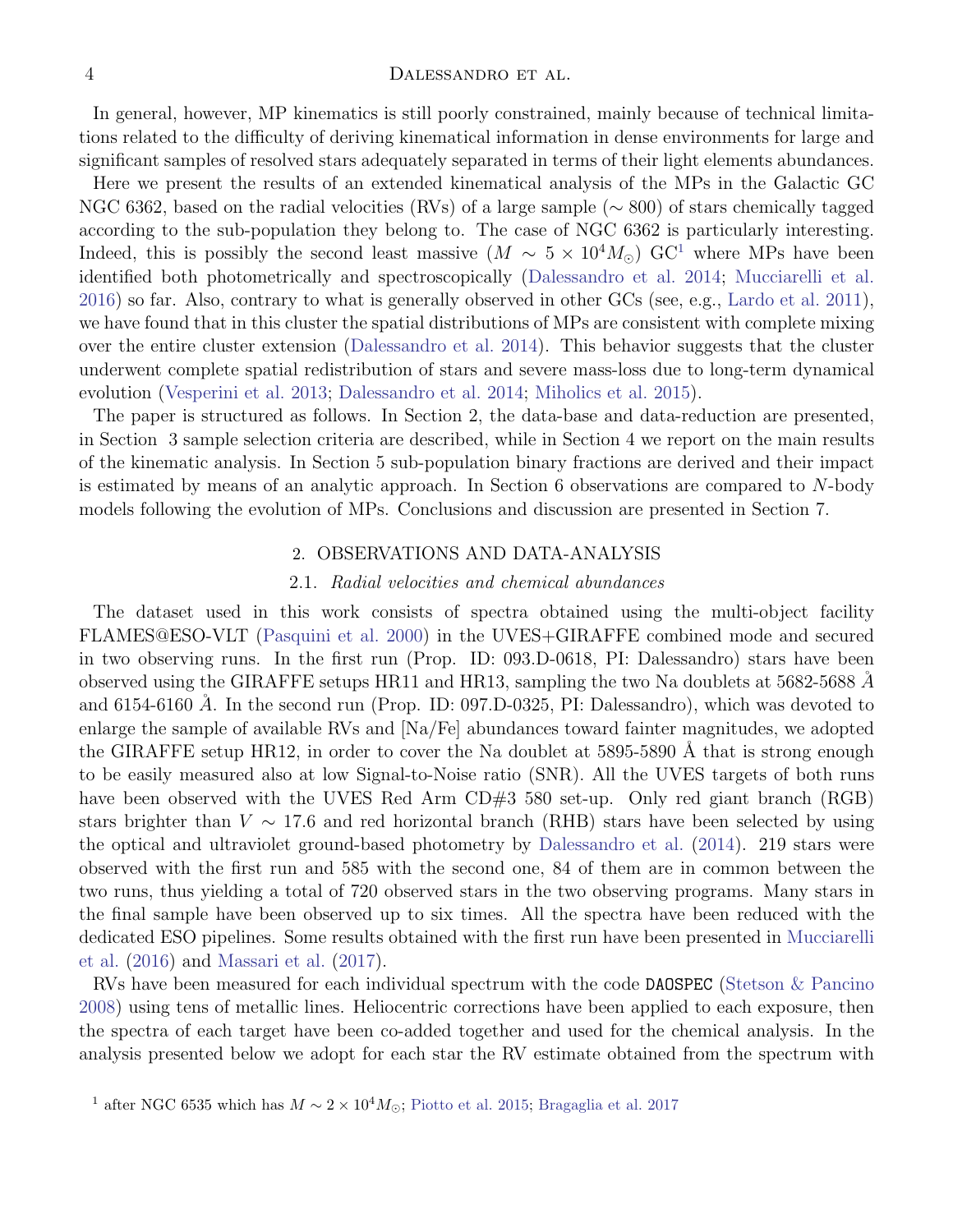In general, however, MP kinematics is still poorly constrained, mainly because of technical limitations related to the difficulty of deriving kinematical information in dense environments for large and significant samples of resolved stars adequately separated in terms of their light elements abundances.

Here we present the results of an extended kinematical analysis of the MPs in the Galactic GC NGC 6362, based on the radial velocities (RVs) of a large sample ($\sim 800$) of stars chemically tagged according to the sub-population they belong to. The case of NGC 6362 is particularly interesting. Indeed, this is possibly the second least massive ($M \sim 5 \times 10^4 M_{\odot}$) GC[1] where MPs have been identified both photometrically and spectroscopically (Dalessandro et al. 2014; Mucciarelli et al. 2016) so far. Also, contrary to what is generally observed in other GCs (see, e.g., Lardo et al. 2011), we have found that in this cluster the spatial distributions of MPs are consistent with complete mixing over the entire cluster extension (Dalessandro et al. 2014). This behavior suggests that the cluster underwent complete spatial redistribution of stars and severe mass-loss due to long-term dynamical evolution (Vesperini et al. 2013; Dalessandro et al. 2014; Miholics et al. 2015).

The paper is structured as follows. In Section 2, the data-base and data-reduction are presented, in Section 3 sample selection criteria are described, while in Section 4 we report on the main results of the kinematic analysis. In Section 5 sub-population binary fractions are derived and their impact is estimated by means of an analytic approach. In Section 6 observations are compared to $N$-body models following the evolution of MPs. Conclusions and discussion are presented in Section 7.

## 2. OBSERVATIONS AND DATA-ANALYSIS

### 2.1. *Radial velocities and chemical abundances*

The dataset used in this work consists of spectra obtained using the multi-object facility FLAMES@ESO-VLT (Pasquini et al. 2000) in the UVES+GIRAFFE combined mode and secured in two observing runs. In the first run (Prop. ID: 093.D-0618, PI: Dalessandro) stars have been observed using the GIRAFFE setups HR11 and HR13, sampling the two Na doublets at 5682-5688 Å and 6154-6160 Å. In the second run (Prop. ID: 097.D-0325, PI: Dalessandro), which was devoted to enlarge the sample of available RVs and [Na/Fe] abundances toward fainter magnitudes, we adopted the GIRAFFE setup HR12, in order to cover the Na doublet at 5895-5890 Å that is strong enough to be easily measured also at low Signal-to-Noise ratio (SNR). All the UVES targets of both runs have been observed with the UVES Red Arm CD#3 580 set-up. Only red giant branch (RGB) stars brighter than $V \sim 17.6$ and red horizontal branch (RHB) stars have been selected by using the optical and ultraviolet ground-based photometry by Dalessandro et al. (2014). 219 stars were observed with the first run and 585 with the second one, 84 of them are in common between the two runs, thus yielding a total of 720 observed stars in the two observing programs. Many stars in the final sample have been observed up to six times. All the spectra have been reduced with the dedicated ESO pipelines. Some results obtained with the first run have been presented in Mucciarelli et al. (2016) and Massari et al. (2017).

RVs have been measured for each individual spectrum with the code `DAOSPEC` (Stetson & Pancino 2008) using tens of metallic lines. Heliocentric corrections have been applied to each exposure, then the spectra of each target have been co-added together and used for the chemical analysis. In the analysis presented below we adopt for each star the RV estimate obtained from the spectrum with

[1] after NGC 6535 which has $M \sim 2 \times 10^4 M_{\odot}$; Piotto et al. 2015; Bragaglia et al. 2017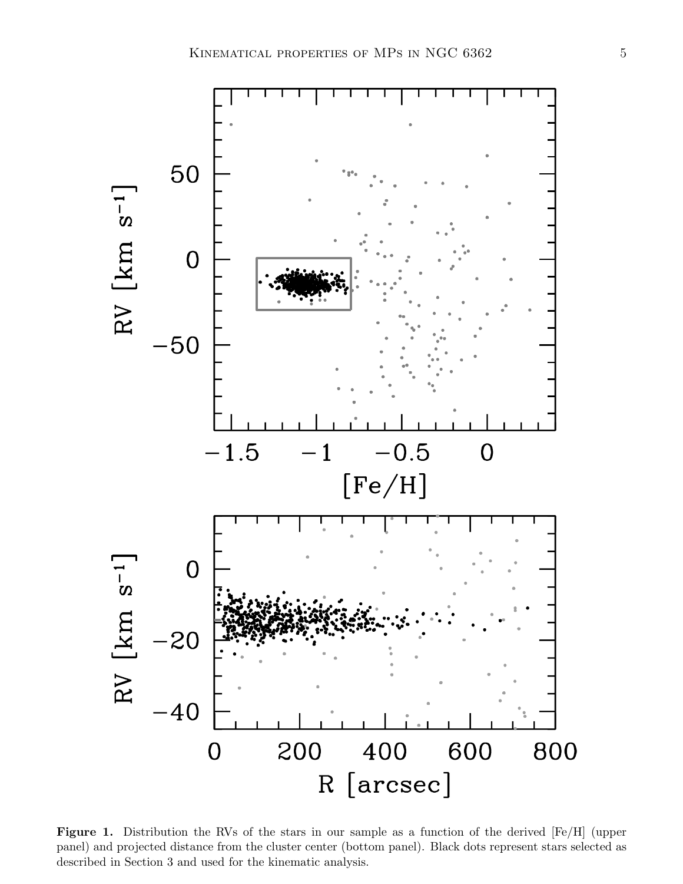**Figure 1.** Distribution the RVs of the stars in our sample as a function of the derived [Fe/H] (upper panel) and projected distance from the cluster center (bottom panel). Black dots represent stars selected as described in Section 3 and used for the kinematic analysis.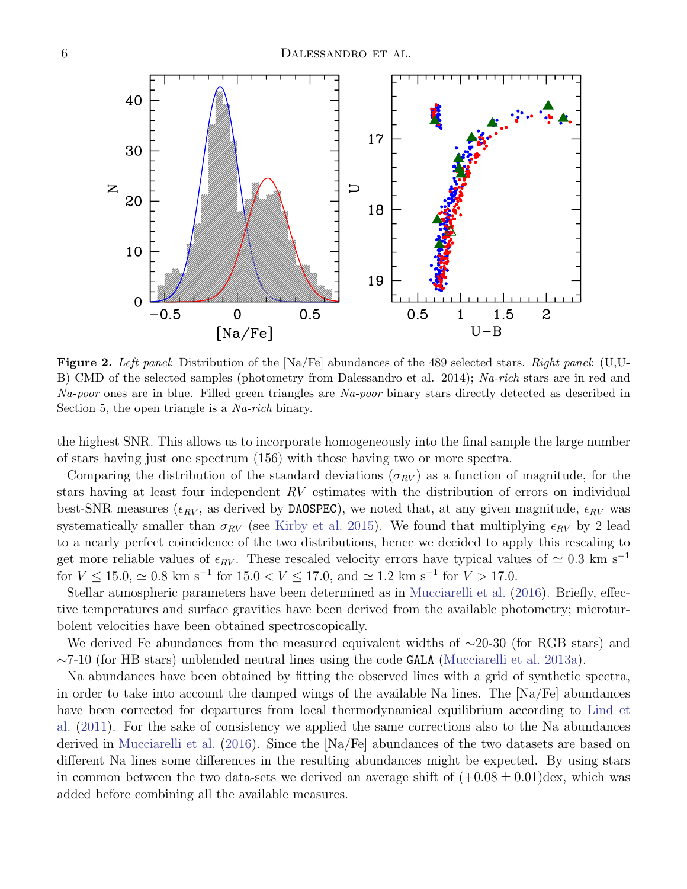**Figure 2.** *Left panel*: Distribution of the [Na/Fe] abundances of the 489 selected stars. *Right panel*: (U,U-B) CMD of the selected samples (photometry from Dalessandro et al. 2014); *Na-rich* stars are in red and *Na-poor* ones are in blue. Filled green triangles are *Na-poor* binary stars directly detected as described in Section 5, the open triangle is a *Na-rich* binary.

the highest SNR. This allows us to incorporate homogeneously into the final sample the large number of stars having just one spectrum (156) with those having two or more spectra.

Comparing the distribution of the standard deviations ($\sigma_{RV}$) as a function of magnitude, for the stars having at least four independent $RV$ estimates with the distribution of errors on individual best-SNR measures ($\epsilon_{RV}$, as derived by `DAOSPEC`), we noted that, at any given magnitude, $\epsilon_{RV}$ was systematically smaller than $\sigma_{RV}$ (see Kirby et al. 2015). We found that multiplying $\epsilon_{RV}$ by 2 lead to a nearly perfect coincidence of the two distributions, hence we decided to apply this rescaling to get more reliable values of $\epsilon_{RV}$. These rescaled velocity errors have typical values of $\simeq 0.3$ km s$^{-1}$ for $V \leq 15.0$, $\simeq 0.8$ km s$^{-1}$ for $15.0 < V \leq 17.0$, and $\simeq 1.2$ km s$^{-1}$ for $V > 17.0$.

Stellar atmospheric parameters have been determined as in Mucciarelli et al. (2016). Briefly, effective temperatures and surface gravities have been derived from the available photometry; microturbolent velocities have been obtained spectroscopically.

We derived Fe abundances from the measured equivalent widths of ∼20-30 (for RGB stars) and ∼7-10 (for HB stars) unblended neutral lines using the code `GALA` (Mucciarelli et al. 2013a).

Na abundances have been obtained by fitting the observed lines with a grid of synthetic spectra, in order to take into account the damped wings of the available Na lines. The [Na/Fe] abundances have been corrected for departures from local thermodynamical equilibrium according to Lind et al. (2011). For the sake of consistency we applied the same corrections also to the Na abundances derived in Mucciarelli et al. (2016). Since the [Na/Fe] abundances of the two datasets are based on different Na lines some differences in the resulting abundances might be expected. By using stars in common between the two data-sets we derived an average shift of $(+0.08 \pm 0.01)$dex, which was added before combining all the available measures.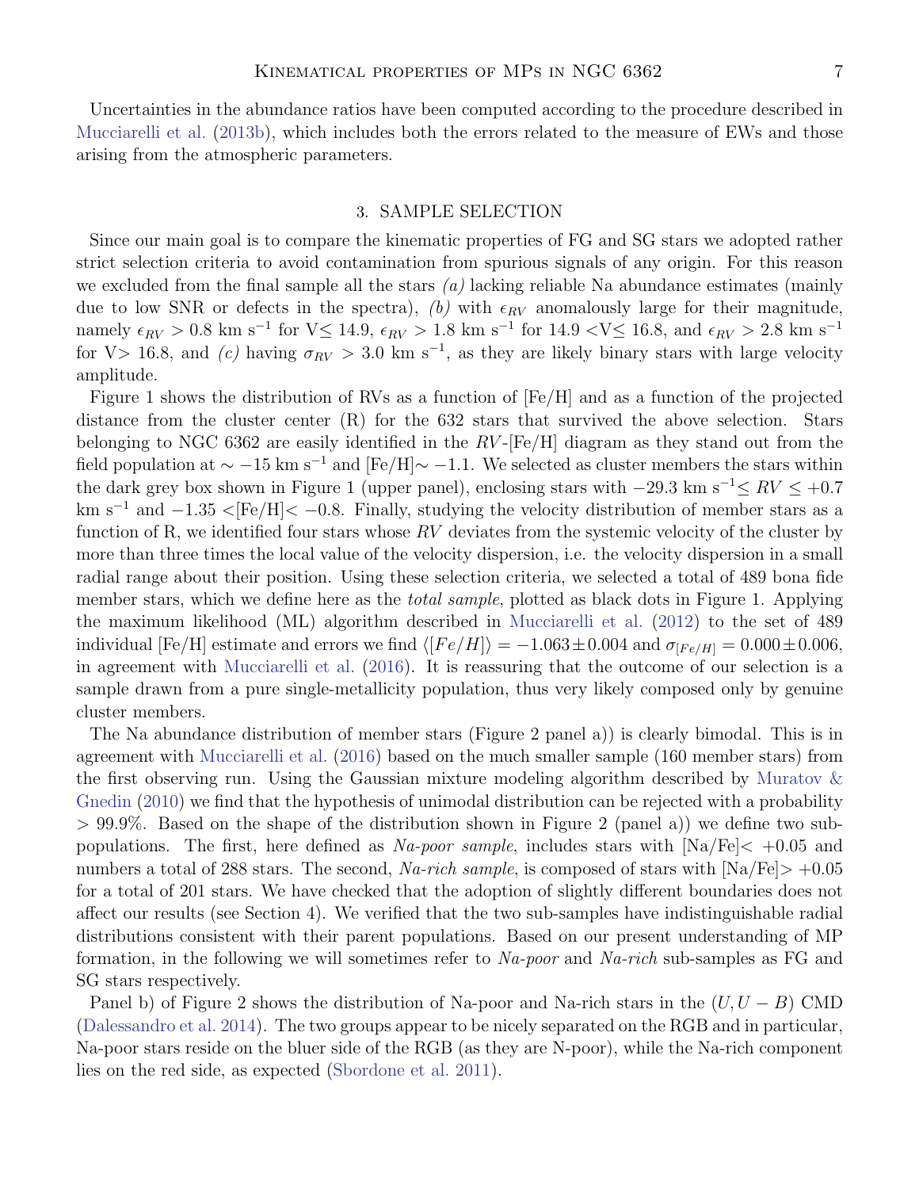Uncertainties in the abundance ratios have been computed according to the procedure described in Mucciarelli et al. (2013b), which includes both the errors related to the measure of EWs and those arising from the atmospheric parameters.

## 3. SAMPLE SELECTION

Since our main goal is to compare the kinematic properties of FG and SG stars we adopted rather strict selection criteria to avoid contamination from spurious signals of any origin. For this reason we excluded from the final sample all the stars *(a)* lacking reliable Na abundance estimates (mainly due to low SNR or defects in the spectra), *(b)* with $\epsilon_{RV}$ anomalously large for their magnitude, namely $\epsilon_{RV} > 0.8$ km s$^{-1}$ for V$\leq$ 14.9, $\epsilon_{RV} > 1.8$ km s$^{-1}$ for 14.9 <V$\leq$ 16.8, and $\epsilon_{RV} > 2.8$ km s$^{-1}$ for V> 16.8, and *(c)* having $\sigma_{RV} > 3.0$ km s$^{-1}$, as they are likely binary stars with large velocity amplitude.

Figure 1 shows the distribution of RVs as a function of [Fe/H] and as a function of the projected distance from the cluster center (R) for the 632 stars that survived the above selection. Stars belonging to NGC 6362 are easily identified in the $RV$-[Fe/H] diagram as they stand out from the field population at $\sim -15$ km s$^{-1}$ and [Fe/H]$\sim -1.1$. We selected as cluster members the stars within the dark grey box shown in Figure 1 (upper panel), enclosing stars with $-29.3$ km s$^{-1}$$\leq RV \leq +0.7$ km s$^{-1}$ and $-1.35 <$[Fe/H]$< -0.8$. Finally, studying the velocity distribution of member stars as a function of R, we identified four stars whose $RV$ deviates from the systemic velocity of the cluster by more than three times the local value of the velocity dispersion, i.e. the velocity dispersion in a small radial range about their position. Using these selection criteria, we selected a total of 489 bona fide member stars, which we define here as the *total sample*, plotted as black dots in Figure 1. Applying the maximum likelihood (ML) algorithm described in Mucciarelli et al. (2012) to the set of 489 individual [Fe/H] estimate and errors we find $\langle [Fe/H] \rangle = -1.063 \pm 0.004$ and $\sigma_{[Fe/H]} = 0.000 \pm 0.006$, in agreement with Mucciarelli et al. (2016). It is reassuring that the outcome of our selection is a sample drawn from a pure single-metallicity population, thus very likely composed only by genuine cluster members.

The Na abundance distribution of member stars (Figure 2 panel a)) is clearly bimodal. This is in agreement with Mucciarelli et al. (2016) based on the much smaller sample (160 member stars) from the first observing run. Using the Gaussian mixture modeling algorithm described by Muratov & Gnedin (2010) we find that the hypothesis of unimodal distribution can be rejected with a probability > 99.9%. Based on the shape of the distribution shown in Figure 2 (panel a)) we define two sub-populations. The first, here defined as *Na-poor sample*, includes stars with [Na/Fe]< +0.05 and numbers a total of 288 stars. The second, *Na-rich sample*, is composed of stars with [Na/Fe]> +0.05 for a total of 201 stars. We have checked that the adoption of slightly different boundaries does not affect our results (see Section 4). We verified that the two sub-samples have indistinguishable radial distributions consistent with their parent populations. Based on our present understanding of MP formation, in the following we will sometimes refer to *Na-poor* and *Na-rich* sub-samples as FG and SG stars respectively.

Panel b) of Figure 2 shows the distribution of Na-poor and Na-rich stars in the $(U, U-B)$ CMD (Dalessandro et al. 2014). The two groups appear to be nicely separated on the RGB and in particular, Na-poor stars reside on the bluer side of the RGB (as they are N-poor), while the Na-rich component lies on the red side, as expected (Sbordone et al. 2011).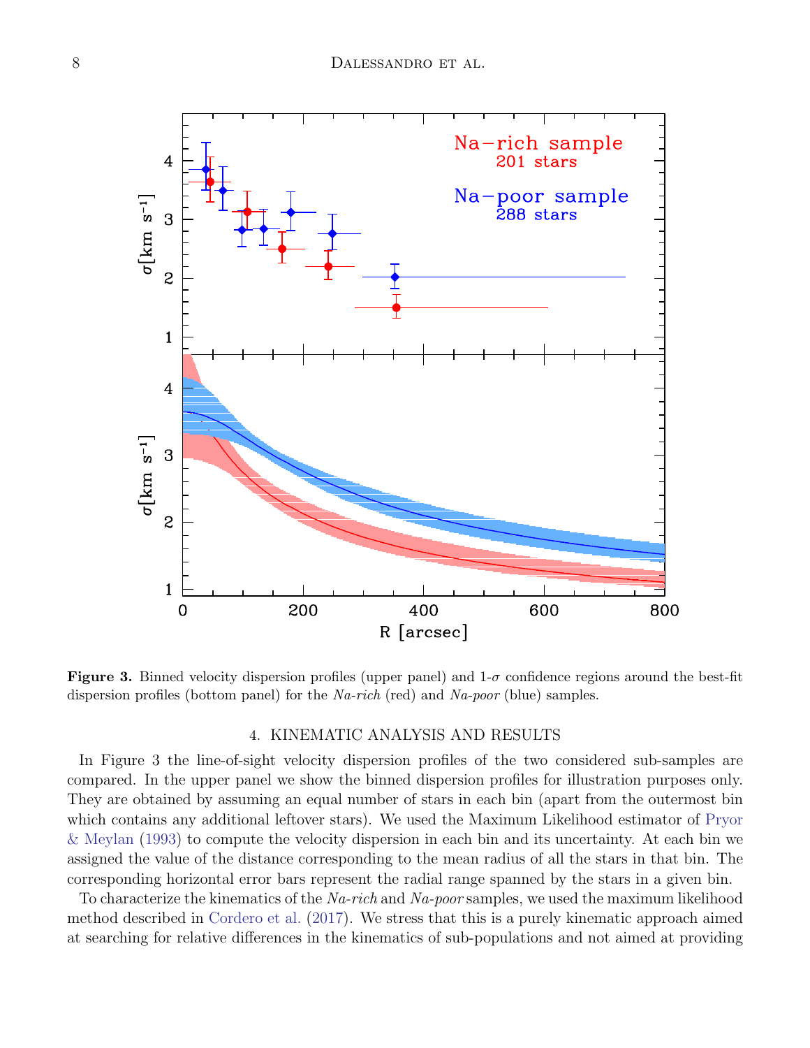**Figure 3.** Binned velocity dispersion profiles (upper panel) and 1-$\sigma$ confidence regions around the best-fit dispersion profiles (bottom panel) for the *Na-rich* (red) and *Na-poor* (blue) samples.

## 4. KINEMATIC ANALYSIS AND RESULTS

In Figure 3 the line-of-sight velocity dispersion profiles of the two considered sub-samples are compared. In the upper panel we show the binned dispersion profiles for illustration purposes only. They are obtained by assuming an equal number of stars in each bin (apart from the outermost bin which contains any additional leftover stars). We used the Maximum Likelihood estimator of Pryor & Meylan (1993) to compute the velocity dispersion in each bin and its uncertainty. At each bin we assigned the value of the distance corresponding to the mean radius of all the stars in that bin. The corresponding horizontal error bars represent the radial range spanned by the stars in a given bin.

To characterize the kinematics of the *Na-rich* and *Na-poor* samples, we used the maximum likelihood method described in Cordero et al. (2017). We stress that this is a purely kinematic approach aimed at searching for relative differences in the kinematics of sub-populations and not aimed at providing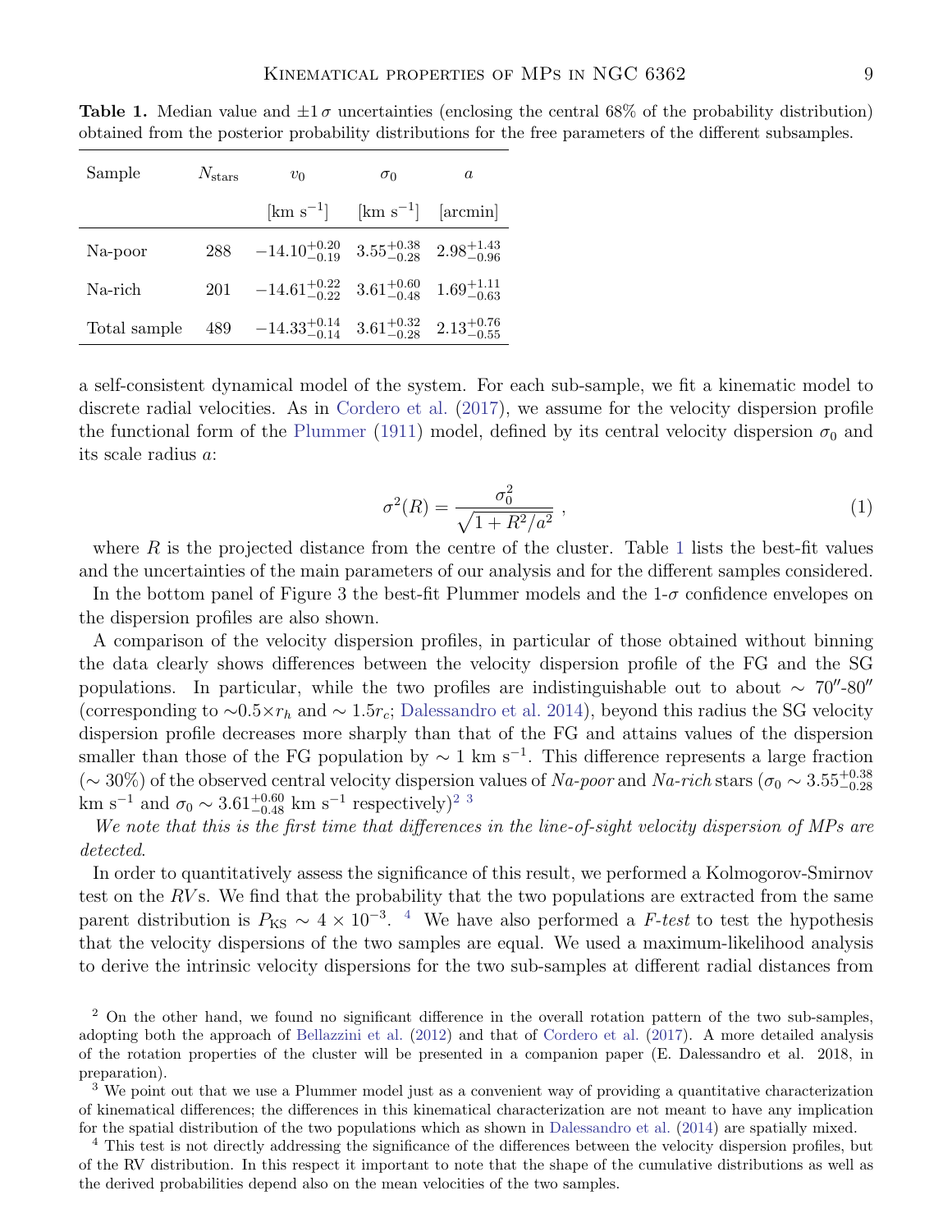**Table 1.** Median value and $\pm 1\,\sigma$ uncertainties (enclosing the central 68% of the probability distribution) obtained from the posterior probability distributions for the free parameters of the different subsamples.

| Sample | $N_{\rm stars}$ | $v_0$ | $\sigma_0$ | $a$ |
|---|---|---|---|---|
| | | [km s$^{-1}$] | [km s$^{-1}$] | [arcmin] |
| Na-poor | 288 | $-14.10^{+0.20}_{-0.19}$ | $3.55^{+0.38}_{-0.28}$ | $2.98^{+1.43}_{-0.96}$ |
| Na-rich | 201 | $-14.61^{+0.22}_{-0.22}$ | $3.61^{+0.60}_{-0.48}$ | $1.69^{+1.11}_{-0.63}$ |
| Total sample | 489 | $-14.33^{+0.14}_{-0.14}$ | $3.61^{+0.32}_{-0.28}$ | $2.13^{+0.76}_{-0.55}$ |

a self-consistent dynamical model of the system. For each sub-sample, we fit a kinematic model to discrete radial velocities. As in Cordero et al. (2017), we assume for the velocity dispersion profile the functional form of the Plummer (1911) model, defined by its central velocity dispersion $\sigma_0$ and its scale radius $a$:

$$\sigma^2(R) = \frac{\sigma_0^2}{\sqrt{1 + R^2/a^2}}\ , \tag{1}$$

where $R$ is the projected distance from the centre of the cluster. Table 1 lists the best-fit values and the uncertainties of the main parameters of our analysis and for the different samples considered.

In the bottom panel of Figure 3 the best-fit Plummer models and the 1-$\sigma$ confidence envelopes on the dispersion profiles are also shown.

A comparison of the velocity dispersion profiles, in particular of those obtained without binning the data clearly shows differences between the velocity dispersion profile of the FG and the SG populations. In particular, while the two profiles are indistinguishable out to about $\sim 70''$-$80''$ (corresponding to $\sim 0.5 \times r_h$ and $\sim 1.5 r_c$; Dalessandro et al. 2014), beyond this radius the SG velocity dispersion profile decreases more sharply than that of the FG and attains values of the dispersion smaller than those of the FG population by $\sim 1$ km s$^{-1}$. This difference represents a large fraction ($\sim 30\%$) of the observed central velocity dispersion values of *Na-poor* and *Na-rich* stars ($\sigma_0 \sim 3.55^{+0.38}_{-0.28}$ km s$^{-1}$ and $\sigma_0 \sim 3.61^{+0.60}_{-0.48}$ km s$^{-1}$ respectively)[2] [3]

*We note that this is the first time that differences in the line-of-sight velocity dispersion of MPs are detected*.

In order to quantitatively assess the significance of this result, we performed a Kolmogorov-Smirnov test on the *RV*s. We find that the probability that the two populations are extracted from the same parent distribution is $P_{\rm KS} \sim 4 \times 10^{-3}$. [4] We have also performed a *F-test* to test the hypothesis that the velocity dispersions of the two samples are equal. We used a maximum-likelihood analysis to derive the intrinsic velocity dispersions for the two sub-samples at different radial distances from

[2] On the other hand, we found no significant difference in the overall rotation pattern of the two sub-samples, adopting both the approach of Bellazzini et al. (2012) and that of Cordero et al. (2017). A more detailed analysis of the rotation properties of the cluster will be presented in a companion paper (E. Dalessandro et al. 2018, in preparation).

[3] We point out that we use a Plummer model just as a convenient way of providing a quantitative characterization of kinematical differences; the differences in this kinematical characterization are not meant to have any implication for the spatial distribution of the two populations which as shown in Dalessandro et al. (2014) are spatially mixed.

[4] This test is not directly addressing the significance of the differences between the velocity dispersion profiles, but of the RV distribution. In this respect it important to note that the shape of the cumulative distributions as well as the derived probabilities depend also on the mean velocities of the two samples.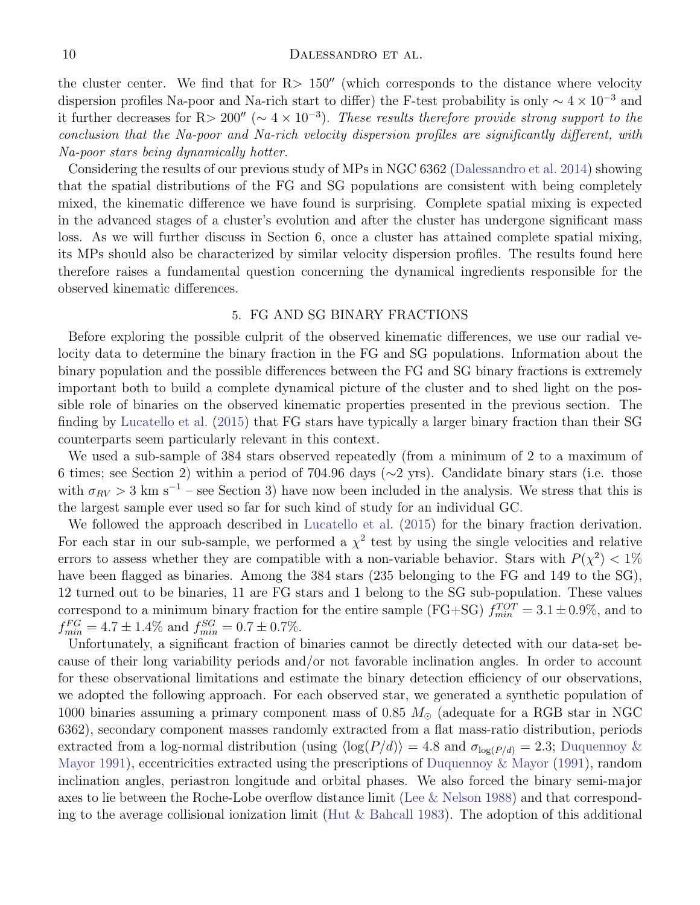the cluster center. We find that for R> 150″ (which corresponds to the distance where velocity dispersion profiles Na-poor and Na-rich start to differ) the F-test probability is only $\sim 4 \times 10^{-3}$ and it further decreases for R> 200″ ($\sim 4 \times 10^{-3}$). *These results therefore provide strong support to the conclusion that the Na-poor and Na-rich velocity dispersion profiles are significantly different, with Na-poor stars being dynamically hotter.*

Considering the results of our previous study of MPs in NGC 6362 (Dalessandro et al. 2014) showing that the spatial distributions of the FG and SG populations are consistent with being completely mixed, the kinematic difference we have found is surprising. Complete spatial mixing is expected in the advanced stages of a cluster's evolution and after the cluster has undergone significant mass loss. As we will further discuss in Section 6, once a cluster has attained complete spatial mixing, its MPs should also be characterized by similar velocity dispersion profiles. The results found here therefore raises a fundamental question concerning the dynamical ingredients responsible for the observed kinematic differences.

## 5. FG AND SG BINARY FRACTIONS

Before exploring the possible culprit of the observed kinematic differences, we use our radial velocity data to determine the binary fraction in the FG and SG populations. Information about the binary population and the possible differences between the FG and SG binary fractions is extremely important both to build a complete dynamical picture of the cluster and to shed light on the possible role of binaries on the observed kinematic properties presented in the previous section. The finding by Lucatello et al. (2015) that FG stars have typically a larger binary fraction than their SG counterparts seem particularly relevant in this context.

We used a sub-sample of 384 stars observed repeatedly (from a minimum of 2 to a maximum of 6 times; see Section 2) within a period of 704.96 days (∼2 yrs). Candidate binary stars (i.e. those with $\sigma_{RV} > 3$ km s$^{-1}$ – see Section 3) have now been included in the analysis. We stress that this is the largest sample ever used so far for such kind of study for an individual GC.

We followed the approach described in Lucatello et al. (2015) for the binary fraction derivation. For each star in our sub-sample, we performed a $\chi^2$ test by using the single velocities and relative errors to assess whether they are compatible with a non-variable behavior. Stars with $P(\chi^2) < 1\%$ have been flagged as binaries. Among the 384 stars (235 belonging to the FG and 149 to the SG), 12 turned out to be binaries, 11 are FG stars and 1 belong to the SG sub-population. These values correspond to a minimum binary fraction for the entire sample (FG+SG) $f_{min}^{TOT} = 3.1 \pm 0.9\%$, and to $f_{min}^{FG} = 4.7 \pm 1.4\%$ and $f_{min}^{SG} = 0.7 \pm 0.7\%$.

Unfortunately, a significant fraction of binaries cannot be directly detected with our data-set because of their long variability periods and/or not favorable inclination angles. In order to account for these observational limitations and estimate the binary detection efficiency of our observations, we adopted the following approach. For each observed star, we generated a synthetic population of 1000 binaries assuming a primary component mass of 0.85 $M_\odot$ (adequate for a RGB star in NGC 6362), secondary component masses randomly extracted from a flat mass-ratio distribution, periods extracted from a log-normal distribution (using $\langle \log(P/d) \rangle = 4.8$ and $\sigma_{\log(P/d)} = 2.3$; Duquennoy & Mayor 1991), eccentricities extracted using the prescriptions of Duquennoy & Mayor (1991), random inclination angles, periastron longitude and orbital phases. We also forced the binary semi-major axes to lie between the Roche-Lobe overflow distance limit (Lee & Nelson 1988) and that corresponding to the average collisional ionization limit (Hut & Bahcall 1983). The adoption of this additional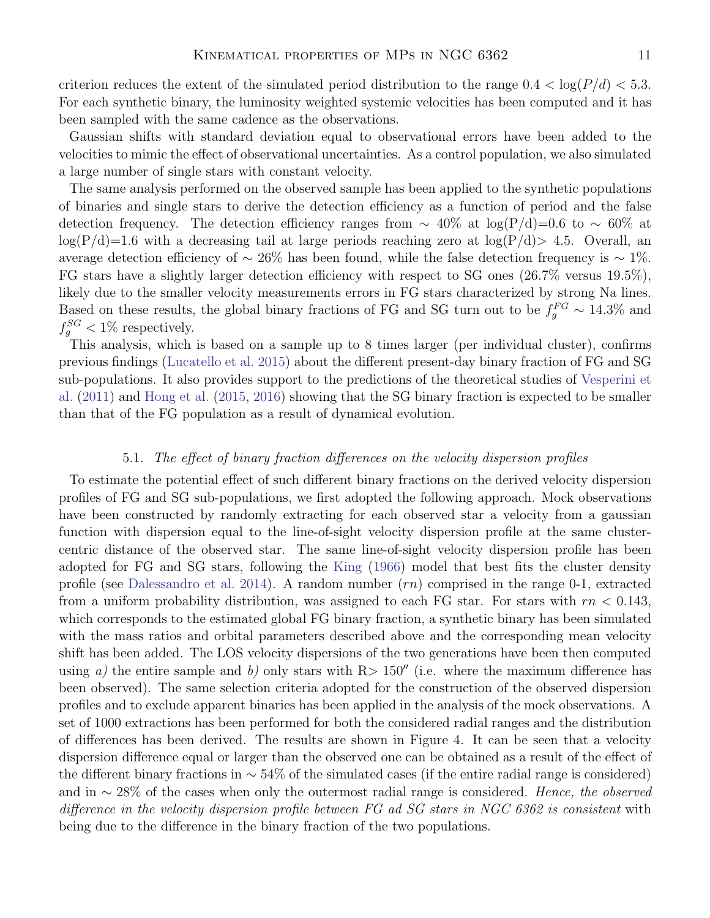criterion reduces the extent of the simulated period distribution to the range $0.4 < \log(P/d) < 5.3$. For each synthetic binary, the luminosity weighted systemic velocities has been computed and it has been sampled with the same cadence as the observations.

Gaussian shifts with standard deviation equal to observational errors have been added to the velocities to mimic the effect of observational uncertainties. As a control population, we also simulated a large number of single stars with constant velocity.

The same analysis performed on the observed sample has been applied to the synthetic populations of binaries and single stars to derive the detection efficiency as a function of period and the false detection frequency. The detection efficiency ranges from $\sim$ 40% at log(P/d)=0.6 to $\sim$ 60% at log(P/d)=1.6 with a decreasing tail at large periods reaching zero at log(P/d)> 4.5. Overall, an average detection efficiency of $\sim$ 26% has been found, while the false detection frequency is $\sim$ 1%. FG stars have a slightly larger detection efficiency with respect to SG ones (26.7% versus 19.5%), likely due to the smaller velocity measurements errors in FG stars characterized by strong Na lines. Based on these results, the global binary fractions of FG and SG turn out to be $f_g^{FG} \sim 14.3\%$ and $f_g^{SG} < 1\%$ respectively.

This analysis, which is based on a sample up to 8 times larger (per individual cluster), confirms previous findings (Lucatello et al. 2015) about the different present-day binary fraction of FG and SG sub-populations. It also provides support to the predictions of the theoretical studies of Vesperini et al. (2011) and Hong et al. (2015, 2016) showing that the SG binary fraction is expected to be smaller than that of the FG population as a result of dynamical evolution.

### 5.1. *The effect of binary fraction differences on the velocity dispersion profiles*

To estimate the potential effect of such different binary fractions on the derived velocity dispersion profiles of FG and SG sub-populations, we first adopted the following approach. Mock observations have been constructed by randomly extracting for each observed star a velocity from a gaussian function with dispersion equal to the line-of-sight velocity dispersion profile at the same cluster-centric distance of the observed star. The same line-of-sight velocity dispersion profile has been adopted for FG and SG stars, following the King (1966) model that best fits the cluster density profile (see Dalessandro et al. 2014). A random number ($rn$) comprised in the range 0-1, extracted from a uniform probability distribution, was assigned to each FG star. For stars with $rn < 0.143$, which corresponds to the estimated global FG binary fraction, a synthetic binary has been simulated with the mass ratios and orbital parameters described above and the corresponding mean velocity shift has been added. The LOS velocity dispersions of the two generations have been then computed using *a)* the entire sample and *b)* only stars with R> 150″ (i.e. where the maximum difference has been observed). The same selection criteria adopted for the construction of the observed dispersion profiles and to exclude apparent binaries has been applied in the analysis of the mock observations. A set of 1000 extractions has been performed for both the considered radial ranges and the distribution of differences has been derived. The results are shown in Figure 4. It can be seen that a velocity dispersion difference equal or larger than the observed one can be obtained as a result of the effect of the different binary fractions in $\sim$ 54% of the simulated cases (if the entire radial range is considered) and in $\sim$ 28% of the cases when only the outermost radial range is considered. *Hence, the observed difference in the velocity dispersion profile between FG ad SG stars in NGC 6362 is consistent* with being due to the difference in the binary fraction of the two populations.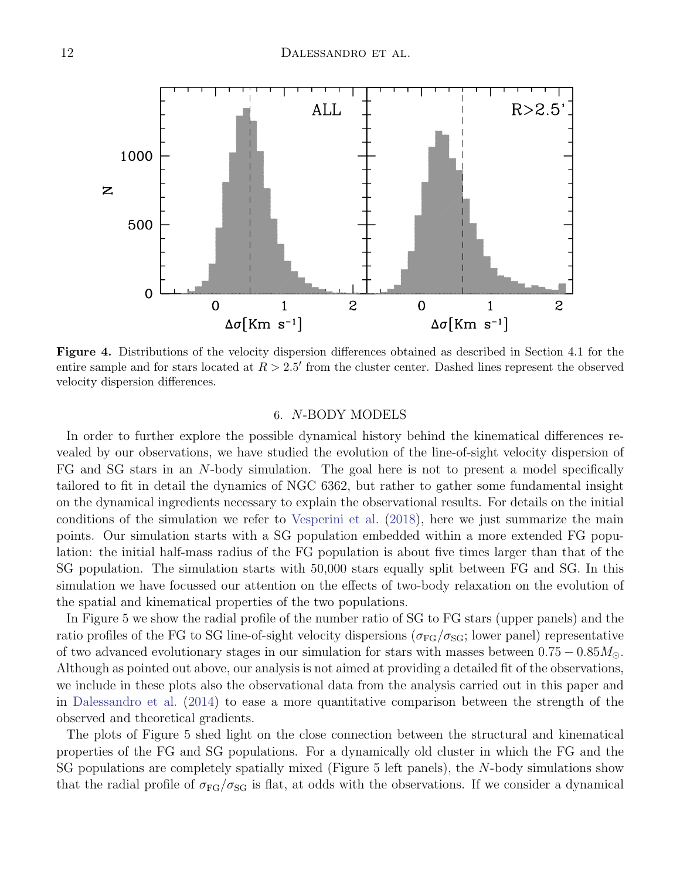**Figure 4.** Distributions of the velocity dispersion differences obtained as described in Section 4.1 for the entire sample and for stars located at $R > 2.5'$ from the cluster center. Dashed lines represent the observed velocity dispersion differences.

## 6. $N$-BODY MODELS

In order to further explore the possible dynamical history behind the kinematical differences revealed by our observations, we have studied the evolution of the line-of-sight velocity dispersion of FG and SG stars in an $N$-body simulation. The goal here is not to present a model specifically tailored to fit in detail the dynamics of NGC 6362, but rather to gather some fundamental insight on the dynamical ingredients necessary to explain the observational results. For details on the initial conditions of the simulation we refer to Vesperini et al. (2018), here we just summarize the main points. Our simulation starts with a SG population embedded within a more extended FG population: the initial half-mass radius of the FG population is about five times larger than that of the SG population. The simulation starts with 50,000 stars equally split between FG and SG. In this simulation we have focussed our attention on the effects of two-body relaxation on the evolution of the spatial and kinematical properties of the two populations.

In Figure 5 we show the radial profile of the number ratio of SG to FG stars (upper panels) and the ratio profiles of the FG to SG line-of-sight velocity dispersions ($\sigma_{\rm FG}/\sigma_{\rm SG}$; lower panel) representative of two advanced evolutionary stages in our simulation for stars with masses between $0.75 - 0.85 M_{\odot}$. Although as pointed out above, our analysis is not aimed at providing a detailed fit of the observations, we include in these plots also the observational data from the analysis carried out in this paper and in Dalessandro et al. (2014) to ease a more quantitative comparison between the strength of the observed and theoretical gradients.

The plots of Figure 5 shed light on the close connection between the structural and kinematical properties of the FG and SG populations. For a dynamically old cluster in which the FG and the SG populations are completely spatially mixed (Figure 5 left panels), the $N$-body simulations show that the radial profile of $\sigma_{\rm FG}/\sigma_{\rm SG}$ is flat, at odds with the observations. If we consider a dynamical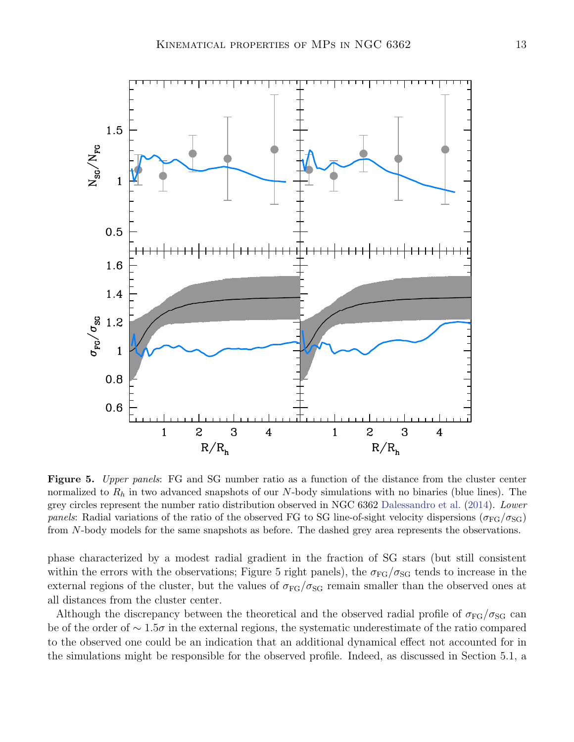**Figure 5.** *Upper panels*: FG and SG number ratio as a function of the distance from the cluster center normalized to $R_h$ in two advanced snapshots of our $N$-body simulations with no binaries (blue lines). The grey circles represent the number ratio distribution observed in NGC 6362 Dalessandro et al. (2014). *Lower panels*: Radial variations of the ratio of the observed FG to SG line-of-sight velocity dispersions ($\sigma_{\rm FG}/\sigma_{\rm SG}$) from $N$-body models for the same snapshots as before. The dashed grey area represents the observations.

phase characterized by a modest radial gradient in the fraction of SG stars (but still consistent within the errors with the observations; Figure 5 right panels), the $\sigma_{\rm FG}/\sigma_{\rm SG}$ tends to increase in the external regions of the cluster, but the values of $\sigma_{\rm FG}/\sigma_{\rm SG}$ remain smaller than the observed ones at all distances from the cluster center.

Although the discrepancy between the theoretical and the observed radial profile of $\sigma_{\rm FG}/\sigma_{\rm SG}$ can be of the order of $\sim 1.5\sigma$ in the external regions, the systematic underestimate of the ratio compared to the observed one could be an indication that an additional dynamical effect not accounted for in the simulations might be responsible for the observed profile. Indeed, as discussed in Section 5.1, a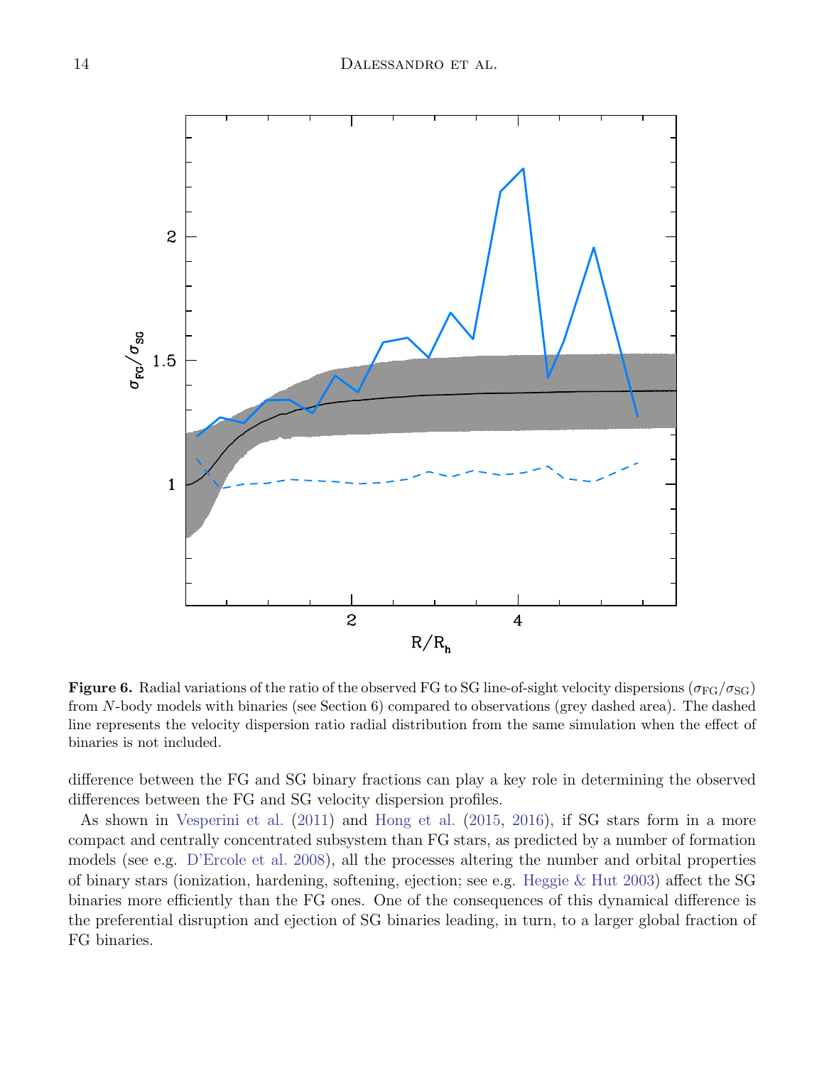**Figure 6.** Radial variations of the ratio of the observed FG to SG line-of-sight velocity dispersions ($\sigma_{\rm FG}/\sigma_{\rm SG}$) from $N$-body models with binaries (see Section 6) compared to observations (grey dashed area). The dashed line represents the velocity dispersion ratio radial distribution from the same simulation when the effect of binaries is not included.

difference between the FG and SG binary fractions can play a key role in determining the observed differences between the FG and SG velocity dispersion profiles.

As shown in Vesperini et al. (2011) and Hong et al. (2015, 2016), if SG stars form in a more compact and centrally concentrated subsystem than FG stars, as predicted by a number of formation models (see e.g. D'Ercole et al. 2008), all the processes altering the number and orbital properties of binary stars (ionization, hardening, softening, ejection; see e.g. Heggie & Hut 2003) affect the SG binaries more efficiently than the FG ones. One of the consequences of this dynamical difference is the preferential disruption and ejection of SG binaries leading, in turn, to a larger global fraction of FG binaries.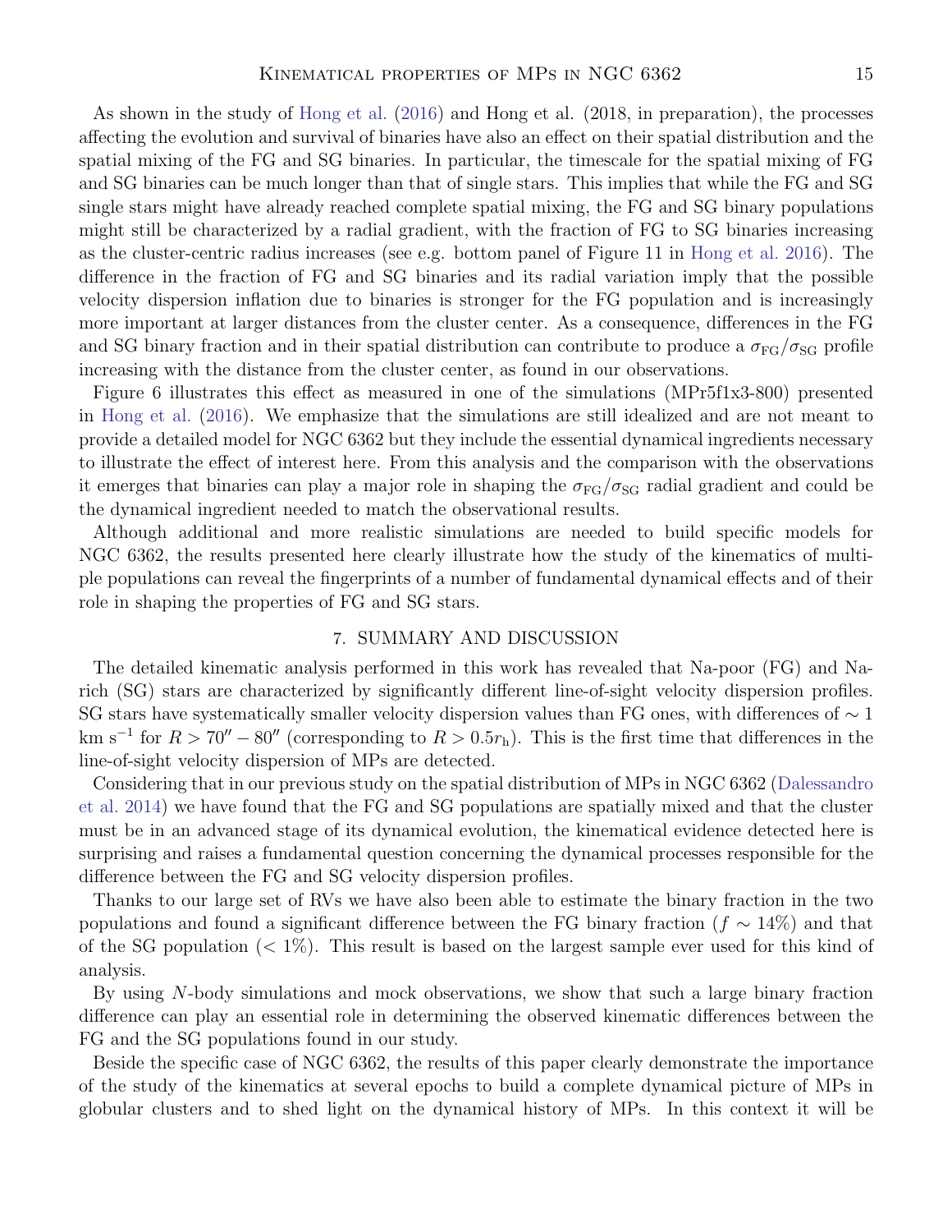As shown in the study of Hong et al. (2016) and Hong et al. (2018, in preparation), the processes affecting the evolution and survival of binaries have also an effect on their spatial distribution and the spatial mixing of the FG and SG binaries. In particular, the timescale for the spatial mixing of FG and SG binaries can be much longer than that of single stars. This implies that while the FG and SG single stars might have already reached complete spatial mixing, the FG and SG binary populations might still be characterized by a radial gradient, with the fraction of FG to SG binaries increasing as the cluster-centric radius increases (see e.g. bottom panel of Figure 11 in Hong et al. 2016). The difference in the fraction of FG and SG binaries and its radial variation imply that the possible velocity dispersion inflation due to binaries is stronger for the FG population and is increasingly more important at larger distances from the cluster center. As a consequence, differences in the FG and SG binary fraction and in their spatial distribution can contribute to produce a $\sigma_{\rm FG}/\sigma_{\rm SG}$ profile increasing with the distance from the cluster center, as found in our observations.

Figure 6 illustrates this effect as measured in one of the simulations (MPr5f1x3-800) presented in Hong et al. (2016). We emphasize that the simulations are still idealized and are not meant to provide a detailed model for NGC 6362 but they include the essential dynamical ingredients necessary to illustrate the effect of interest here. From this analysis and the comparison with the observations it emerges that binaries can play a major role in shaping the $\sigma_{\rm FG}/\sigma_{\rm SG}$ radial gradient and could be the dynamical ingredient needed to match the observational results.

Although additional and more realistic simulations are needed to build specific models for NGC 6362, the results presented here clearly illustrate how the study of the kinematics of multiple populations can reveal the fingerprints of a number of fundamental dynamical effects and of their role in shaping the properties of FG and SG stars.

## 7. SUMMARY AND DISCUSSION

The detailed kinematic analysis performed in this work has revealed that Na-poor (FG) and Na-rich (SG) stars are characterized by significantly different line-of-sight velocity dispersion profiles. SG stars have systematically smaller velocity dispersion values than FG ones, with differences of $\sim 1$ km s$^{-1}$ for $R > 70'' - 80''$ (corresponding to $R > 0.5 r_{\rm h}$). This is the first time that differences in the line-of-sight velocity dispersion of MPs are detected.

Considering that in our previous study on the spatial distribution of MPs in NGC 6362 (Dalessandro et al. 2014) we have found that the FG and SG populations are spatially mixed and that the cluster must be in an advanced stage of its dynamical evolution, the kinematical evidence detected here is surprising and raises a fundamental question concerning the dynamical processes responsible for the difference between the FG and SG velocity dispersion profiles.

Thanks to our large set of RVs we have also been able to estimate the binary fraction in the two populations and found a significant difference between the FG binary fraction ($f \sim 14\%$) and that of the SG population ($< 1\%$). This result is based on the largest sample ever used for this kind of analysis.

By using $N$-body simulations and mock observations, we show that such a large binary fraction difference can play an essential role in determining the observed kinematic differences between the FG and the SG populations found in our study.

Beside the specific case of NGC 6362, the results of this paper clearly demonstrate the importance of the study of the kinematics at several epochs to build a complete dynamical picture of MPs in globular clusters and to shed light on the dynamical history of MPs. In this context it will be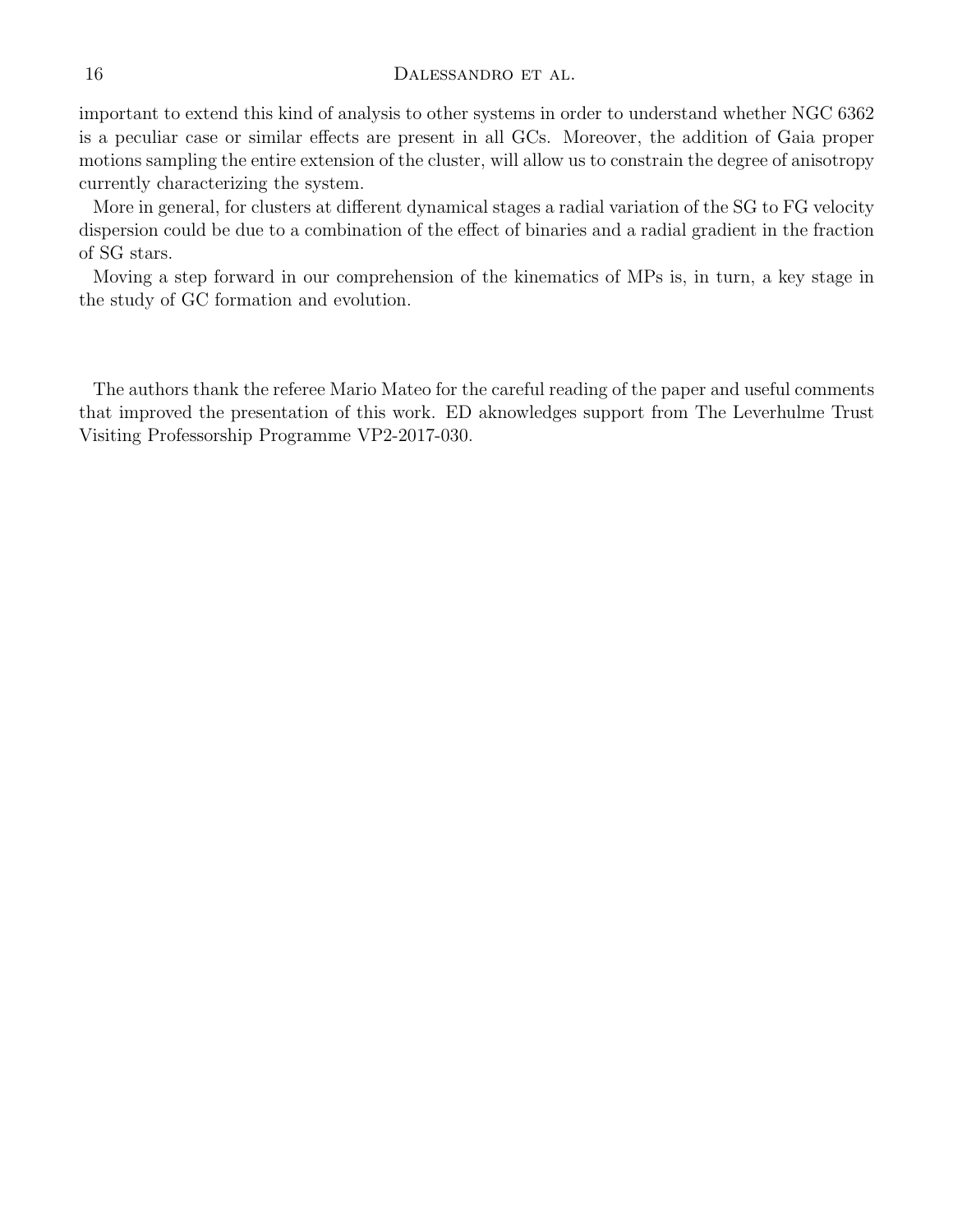important to extend this kind of analysis to other systems in order to understand whether NGC 6362 is a peculiar case or similar effects are present in all GCs. Moreover, the addition of Gaia proper motions sampling the entire extension of the cluster, will allow us to constrain the degree of anisotropy currently characterizing the system.

More in general, for clusters at different dynamical stages a radial variation of the SG to FG velocity dispersion could be due to a combination of the effect of binaries and a radial gradient in the fraction of SG stars.

Moving a step forward in our comprehension of the kinematics of MPs is, in turn, a key stage in the study of GC formation and evolution.

The authors thank the referee Mario Mateo for the careful reading of the paper and useful comments that improved the presentation of this work. ED aknowledges support from The Leverhulme Trust Visiting Professorship Programme VP2-2017-030.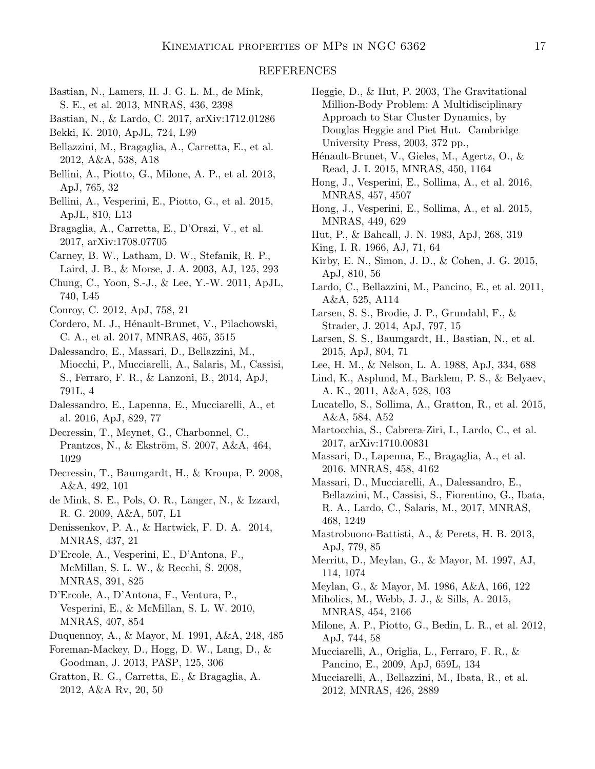## REFERENCES

Bastian, N., Lamers, H. J. G. L. M., de Mink, S. E., et al. 2013, MNRAS, 436, 2398

Bastian, N., & Lardo, C. 2017, arXiv:1712.01286

Bekki, K. 2010, ApJL, 724, L99

Bellazzini, M., Bragaglia, A., Carretta, E., et al. 2012, A&A, 538, A18

Bellini, A., Piotto, G., Milone, A. P., et al. 2013, ApJ, 765, 32

Bellini, A., Vesperini, E., Piotto, G., et al. 2015, ApJL, 810, L13

Bragaglia, A., Carretta, E., D'Orazi, V., et al. 2017, arXiv:1708.07705

Carney, B. W., Latham, D. W., Stefanik, R. P., Laird, J. B., & Morse, J. A. 2003, AJ, 125, 293

Chung, C., Yoon, S.-J., & Lee, Y.-W. 2011, ApJL, 740, L45

Conroy, C. 2012, ApJ, 758, 21

Cordero, M. J., Hénault-Brunet, V., Pilachowski, C. A., et al. 2017, MNRAS, 465, 3515

Dalessandro, E., Massari, D., Bellazzini, M., Miocchi, P., Mucciarelli, A., Salaris, M., Cassisi, S., Ferraro, F. R., & Lanzoni, B., 2014, ApJ, 791L, 4

Dalessandro, E., Lapenna, E., Mucciarelli, A., et al. 2016, ApJ, 829, 77

Decressin, T., Meynet, G., Charbonnel, C., Prantzos, N., & Ekström, S. 2007, A&A, 464, 1029

Decressin, T., Baumgardt, H., & Kroupa, P. 2008, A&A, 492, 101

de Mink, S. E., Pols, O. R., Langer, N., & Izzard, R. G. 2009, A&A, 507, L1

Denissenkov, P. A., & Hartwick, F. D. A. 2014, MNRAS, 437, 21

D'Ercole, A., Vesperini, E., D'Antona, F., McMillan, S. L. W., & Recchi, S. 2008, MNRAS, 391, 825

D'Ercole, A., D'Antona, F., Ventura, P., Vesperini, E., & McMillan, S. L. W. 2010, MNRAS, 407, 854

Duquennoy, A., & Mayor, M. 1991, A&A, 248, 485

Foreman-Mackey, D., Hogg, D. W., Lang, D., & Goodman, J. 2013, PASP, 125, 306

Gratton, R. G., Carretta, E., & Bragaglia, A. 2012, A&A Rv, 20, 50

Heggie, D., & Hut, P. 2003, The Gravitational Million-Body Problem: A Multidisciplinary Approach to Star Cluster Dynamics, by Douglas Heggie and Piet Hut. Cambridge University Press, 2003, 372 pp.,

Hénault-Brunet, V., Gieles, M., Agertz, O., & Read, J. I. 2015, MNRAS, 450, 1164

Hong, J., Vesperini, E., Sollima, A., et al. 2016, MNRAS, 457, 4507

Hong, J., Vesperini, E., Sollima, A., et al. 2015, MNRAS, 449, 629

Hut, P., & Bahcall, J. N. 1983, ApJ, 268, 319

King, I. R. 1966, AJ, 71, 64

Kirby, E. N., Simon, J. D., & Cohen, J. G. 2015, ApJ, 810, 56

Lardo, C., Bellazzini, M., Pancino, E., et al. 2011, A&A, 525, A114

Larsen, S. S., Brodie, J. P., Grundahl, F., & Strader, J. 2014, ApJ, 797, 15

Larsen, S. S., Baumgardt, H., Bastian, N., et al. 2015, ApJ, 804, 71

Lee, H. M., & Nelson, L. A. 1988, ApJ, 334, 688

Lind, K., Asplund, M., Barklem, P. S., & Belyaev, A. K., 2011, A&A, 528, 103

Lucatello, S., Sollima, A., Gratton, R., et al. 2015, A&A, 584, A52

Martocchia, S., Cabrera-Ziri, I., Lardo, C., et al. 2017, arXiv:1710.00831

Massari, D., Lapenna, E., Bragaglia, A., et al. 2016, MNRAS, 458, 4162

Massari, D., Mucciarelli, A., Dalessandro, E., Bellazzini, M., Cassisi, S., Fiorentino, G., Ibata, R. A., Lardo, C., Salaris, M., 2017, MNRAS, 468, 1249

Mastrobuono-Battisti, A., & Perets, H. B. 2013, ApJ, 779, 85

Merritt, D., Meylan, G., & Mayor, M. 1997, AJ, 114, 1074

Meylan, G., & Mayor, M. 1986, A&A, 166, 122

Miholics, M., Webb, J. J., & Sills, A. 2015, MNRAS, 454, 2166

Milone, A. P., Piotto, G., Bedin, L. R., et al. 2012, ApJ, 744, 58

Mucciarelli, A., Origlia, L., Ferraro, F. R., & Pancino, E., 2009, ApJ, 659L, 134

Mucciarelli, A., Bellazzini, M., Ibata, R., et al. 2012, MNRAS, 426, 2889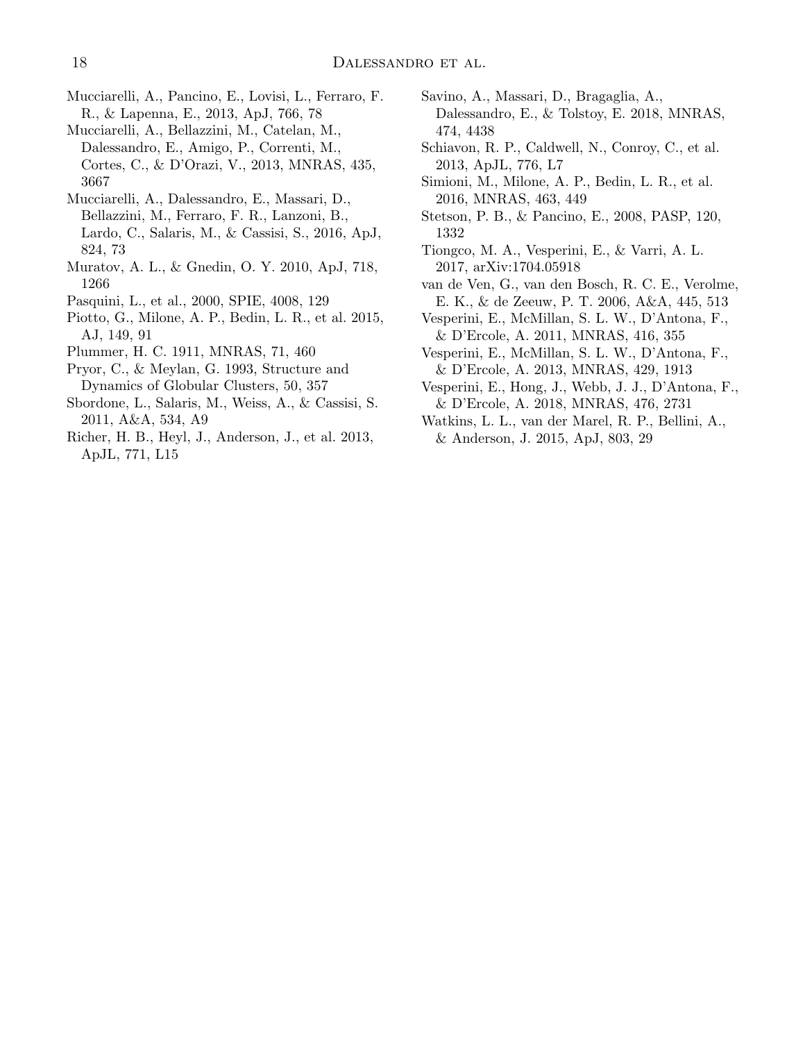Mucciarelli, A., Pancino, E., Lovisi, L., Ferraro, F. R., & Lapenna, E., 2013, ApJ, 766, 78

Mucciarelli, A., Bellazzini, M., Catelan, M., Dalessandro, E., Amigo, P., Correnti, M., Cortes, C., & D'Orazi, V., 2013, MNRAS, 435, 3667

Mucciarelli, A., Dalessandro, E., Massari, D., Bellazzini, M., Ferraro, F. R., Lanzoni, B., Lardo, C., Salaris, M., & Cassisi, S., 2016, ApJ, 824, 73

Muratov, A. L., & Gnedin, O. Y. 2010, ApJ, 718, 1266

Pasquini, L., et al., 2000, SPIE, 4008, 129

Piotto, G., Milone, A. P., Bedin, L. R., et al. 2015, AJ, 149, 91

Plummer, H. C. 1911, MNRAS, 71, 460

Pryor, C., & Meylan, G. 1993, Structure and Dynamics of Globular Clusters, 50, 357

Sbordone, L., Salaris, M., Weiss, A., & Cassisi, S. 2011, A&A, 534, A9

Richer, H. B., Heyl, J., Anderson, J., et al. 2013, ApJL, 771, L15

Savino, A., Massari, D., Bragaglia, A., Dalessandro, E., & Tolstoy, E. 2018, MNRAS, 474, 4438

Schiavon, R. P., Caldwell, N., Conroy, C., et al. 2013, ApJL, 776, L7

Simioni, M., Milone, A. P., Bedin, L. R., et al. 2016, MNRAS, 463, 449

Stetson, P. B., & Pancino, E., 2008, PASP, 120, 1332

Tiongco, M. A., Vesperini, E., & Varri, A. L. 2017, arXiv:1704.05918

van de Ven, G., van den Bosch, R. C. E., Verolme, E. K., & de Zeeuw, P. T. 2006, A&A, 445, 513

Vesperini, E., McMillan, S. L. W., D'Antona, F., & D'Ercole, A. 2011, MNRAS, 416, 355

Vesperini, E., McMillan, S. L. W., D'Antona, F., & D'Ercole, A. 2013, MNRAS, 429, 1913

Vesperini, E., Hong, J., Webb, J. J., D'Antona, F., & D'Ercole, A. 2018, MNRAS, 476, 2731

Watkins, L. L., van der Marel, R. P., Bellini, A., & Anderson, J. 2015, ApJ, 803, 29